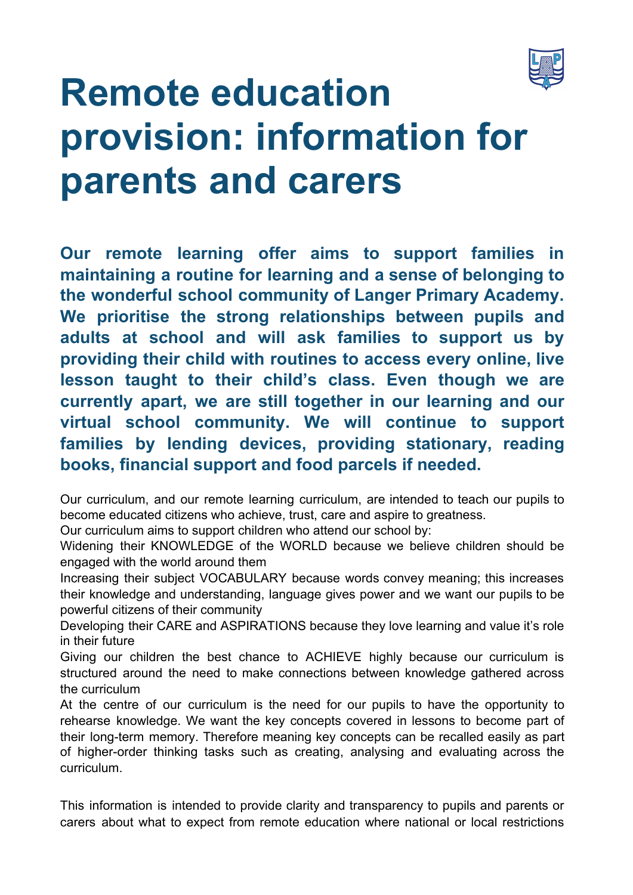# Remote education provision: information for parents and carers

**Our remote learning offer aims to support families in maintaining a routine for learning and a sense of belonging to the wonderful school community of Langer Primary Academy. We prioritise the strong relationships between pupils and adults at school and will ask families to support us by providing their child with routines to access every online, live lesson taught to their child's class. Even though we are currently apart, we are still together in our learning and our virtual school community. We will continue to support families by lending devices, providing stationary, reading books, financial support and food parcels if needed.**

Our curriculum, and our remote learning curriculum, are intended to teach our pupils to become educated citizens who achieve, trust, care and aspire to greatness.

Our curriculum aims to support children who attend our school by:

Widening their KNOWLEDGE of the WORLD because we believe children should be engaged with the world around them

Increasing their subject VOCABULARY because words convey meaning; this increases their knowledge and understanding, language gives power and we want our pupils to be powerful citizens of their community

Developing their CARE and ASPIRATIONS because they love learning and value it's role in their future

Giving our children the best chance to ACHIEVE highly because our curriculum is structured around the need to make connections between knowledge gathered across the curriculum

At the centre of our curriculum is the need for our pupils to have the opportunity to rehearse knowledge. We want the key concepts covered in lessons to become part of their long-term memory. Therefore meaning key concepts can be recalled easily as part of higher-order thinking tasks such as creating, analysing and evaluating across the curriculum.

This information is intended to provide clarity and transparency to pupils and parents or carers about what to expect from remote education where national or local restrictions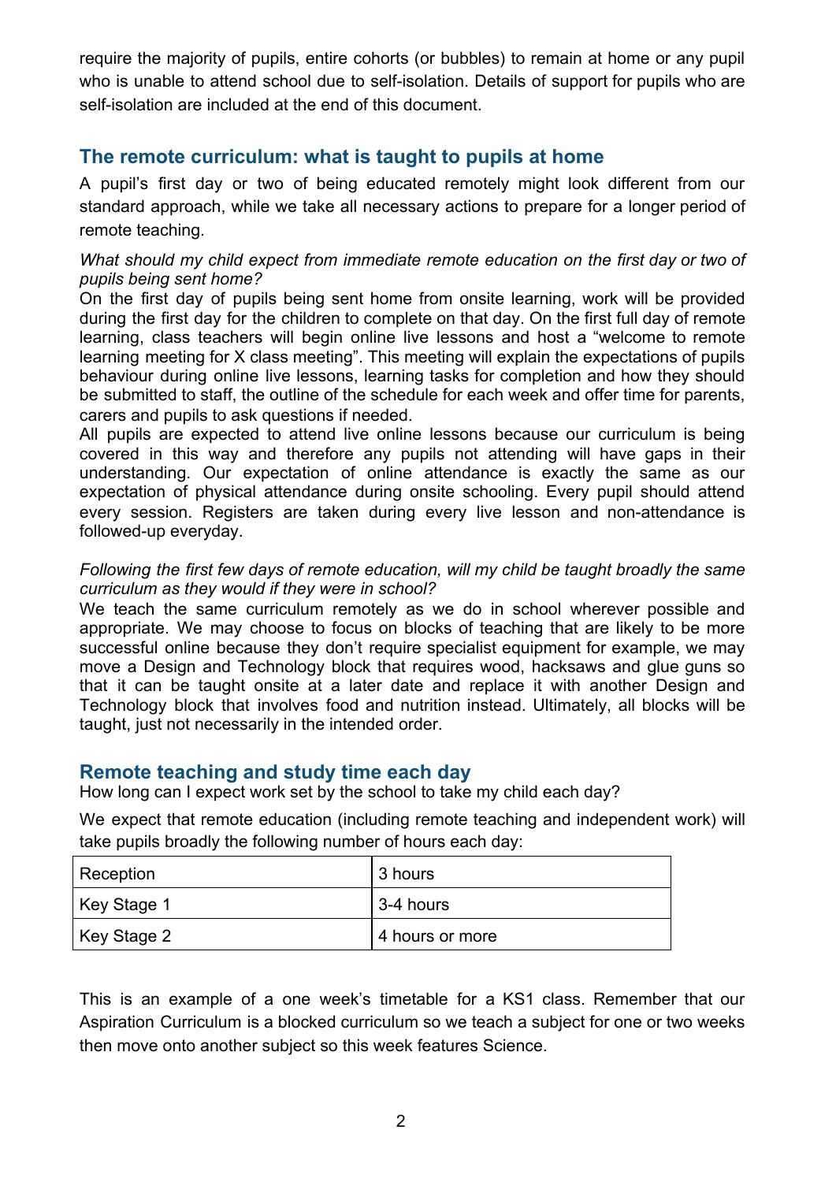require the majority of pupils, entire cohorts (or bubbles) to remain at home or any pupil who is unable to attend school due to self-isolation. Details of support for pupils who are self-isolation are included at the end of this document.

## The remote curriculum: what is taught to pupils at home

A pupil's first day or two of being educated remotely might look different from our standard approach, while we take all necessary actions to prepare for a longer period of remote teaching.

*What should my child expect from immediate remote education on the first day or two of pupils being sent home?*

On the first day of pupils being sent home from onsite learning, work will be provided during the first day for the children to complete on that day. On the first full day of remote learning, class teachers will begin online live lessons and host a "welcome to remote learning meeting for X class meeting". This meeting will explain the expectations of pupils behaviour during online live lessons, learning tasks for completion and how they should be submitted to staff, the outline of the schedule for each week and offer time for parents, carers and pupils to ask questions if needed.

All pupils are expected to attend live online lessons because our curriculum is being covered in this way and therefore any pupils not attending will have gaps in their understanding. Our expectation of online attendance is exactly the same as our expectation of physical attendance during onsite schooling. Every pupil should attend every session. Registers are taken during every live lesson and non-attendance is followed-up everyday.

*Following the first few days of remote education, will my child be taught broadly the same curriculum as they would if they were in school?*

We teach the same curriculum remotely as we do in school wherever possible and appropriate. We may choose to focus on blocks of teaching that are likely to be more successful online because they don't require specialist equipment for example, we may move a Design and Technology block that requires wood, hacksaws and glue guns so that it can be taught onsite at a later date and replace it with another Design and Technology block that involves food and nutrition instead. Ultimately, all blocks will be taught, just not necessarily in the intended order.

## Remote teaching and study time each day

How long can I expect work set by the school to take my child each day?

We expect that remote education (including remote teaching and independent work) will take pupils broadly the following number of hours each day:

| Reception | 3 hours |
|---|---|
| Key Stage 1 | 3-4 hours |
| Key Stage 2 | 4 hours or more |

This is an example of a one week's timetable for a KS1 class. Remember that our Aspiration Curriculum is a blocked curriculum so we teach a subject for one or two weeks then move onto another subject so this week features Science.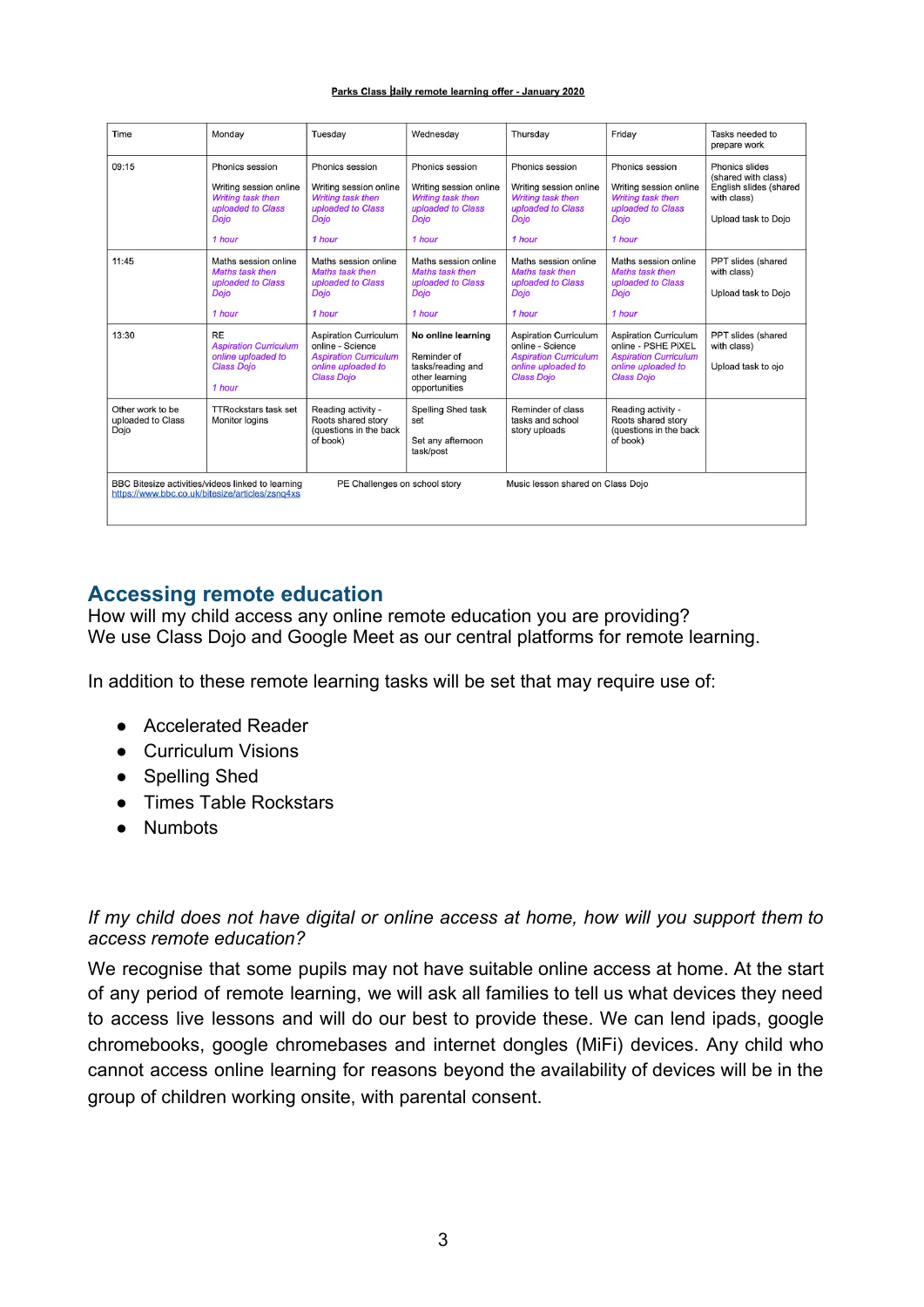**Parks Class daily remote learning offer - January 2020**

| Time | Monday | Tuesday | Wednesday | Thursday | Friday | Tasks needed to prepare work |
|---|---|---|---|---|---|---|
| 09:15 | Phonics session<br><br>Writing session online<br>*Writing task then uploaded to Class Dojo*<br><br>*1 hour* | Phonics session<br><br>Writing session online<br>*Writing task then uploaded to Class Dojo*<br><br>*1 hour* | Phonics session<br><br>Writing session online<br>*Writing task then uploaded to Class Dojo*<br><br>*1 hour* | Phonics session<br><br>Writing session online<br>*Writing task then uploaded to Class Dojo*<br><br>*1 hour* | Phonics session<br><br>Writing session online<br>*Writing task then uploaded to Class Dojo*<br><br>*1 hour* | Phonics slides (shared with class)<br>English slides (shared with class)<br><br>Upload task to Dojo |
| 11:45 | Maths session online<br>*Maths task then uploaded to Class Dojo*<br><br>*1 hour* | Maths session online<br>*Maths task then uploaded to Class Dojo*<br><br>*1 hour* | Maths session online<br>*Maths task then uploaded to Class Dojo*<br><br>*1 hour* | Maths session online<br>*Maths task then uploaded to Class Dojo*<br><br>*1 hour* | Maths session online<br>*Maths task then uploaded to Class Dojo*<br><br>*1 hour* | PPT slides (shared with class)<br><br>Upload task to Dojo |
| 13:30 | RE<br>*Aspiration Curriculum online uploaded to Class Dojo*<br><br>*1 hour* | Aspiration Curriculum online - Science<br>*Aspiration Curriculum online uploaded to Class Dojo* | **No online learning**<br><br>Reminder of tasks/reading and other learning opportunities | Aspiration Curriculum online - Science<br>*Aspiration Curriculum online uploaded to Class Dojo* | Aspiration Curriculum online - PSHE PiXEL<br>*Aspiration Curriculum online uploaded to Class Dojo* | PPT slides (shared with class)<br><br>Upload task to ojo |
| Other work to be uploaded to Class Dojo | TTRockstars task set<br>Monitor logins | Reading activity - Roots shared story (questions in the back of book) | Spelling Shed task set<br><br>Set any afternoon task/post | Reminder of class tasks and school story uploads | Reading activity - Roots shared story (questions in the back of book) | |
| BBC Bitesize activities/videos linked to learning https://www.bbc.co.uk/bitesize/articles/zsnq4xs | | PE Challenges on school story | | Music lesson shared on Class Dojo | | |

## Accessing remote education

How will my child access any online remote education you are providing?
We use Class Dojo and Google Meet as our central platforms for remote learning.

In addition to these remote learning tasks will be set that may require use of:

- Accelerated Reader
- Curriculum Visions
- Spelling Shed
- Times Table Rockstars
- Numbots

*If my child does not have digital or online access at home, how will you support them to access remote education?*

We recognise that some pupils may not have suitable online access at home. At the start of any period of remote learning, we will ask all families to tell us what devices they need to access live lessons and will do our best to provide these. We can lend ipads, google chromebooks, google chromebases and internet dongles (MiFi) devices. Any child who cannot access online learning for reasons beyond the availability of devices will be in the group of children working onsite, with parental consent.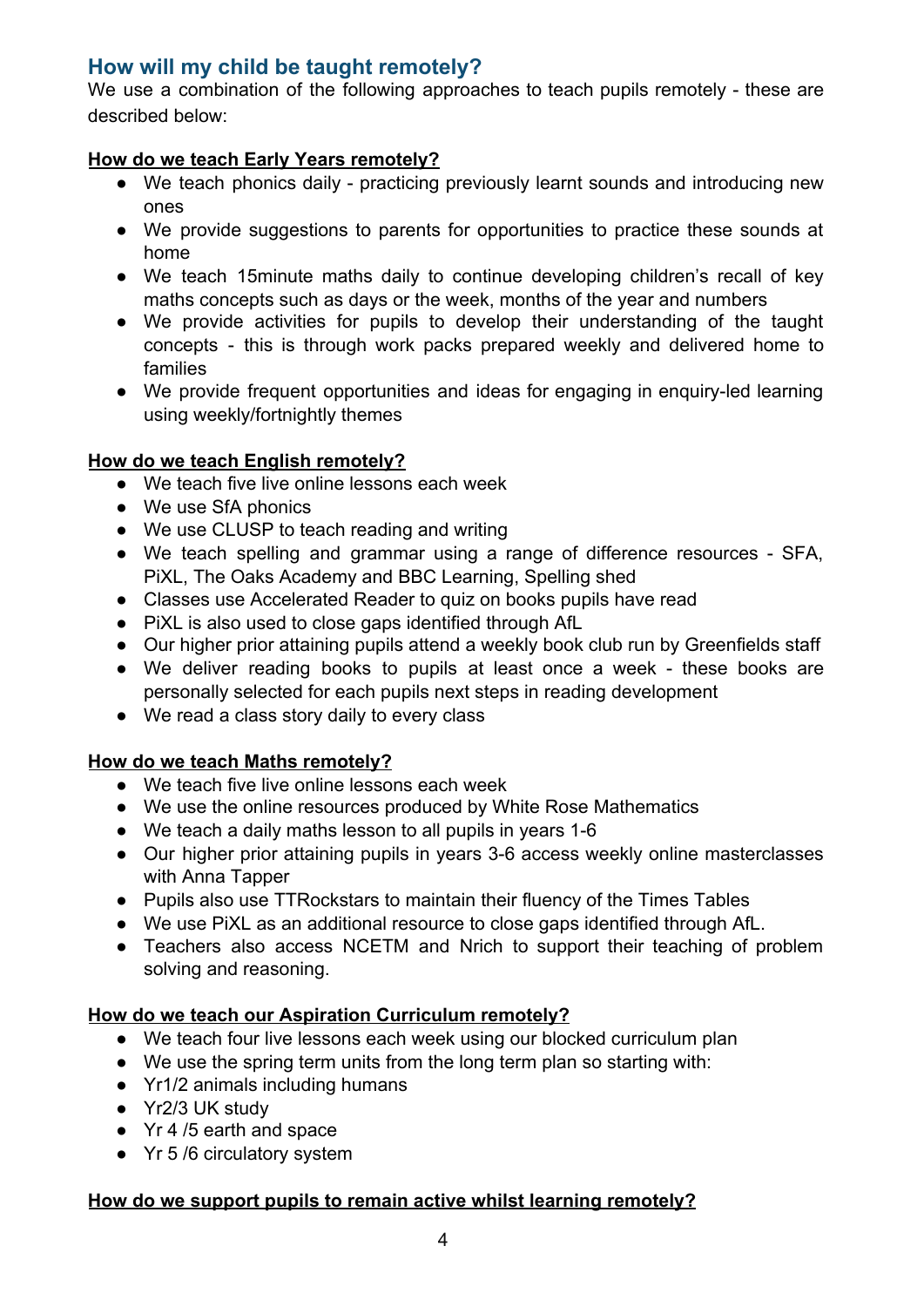## How will my child be taught remotely?

We use a combination of the following approaches to teach pupils remotely - these are described below:

### How do we teach Early Years remotely?

- We teach phonics daily - practicing previously learnt sounds and introducing new ones
- We provide suggestions to parents for opportunities to practice these sounds at home
- We teach 15minute maths daily to continue developing children's recall of key maths concepts such as days or the week, months of the year and numbers
- We provide activities for pupils to develop their understanding of the taught concepts - this is through work packs prepared weekly and delivered home to families
- We provide frequent opportunities and ideas for engaging in enquiry-led learning using weekly/fortnightly themes

### How do we teach English remotely?

- We teach five live online lessons each week
- We use SfA phonics
- We use CLUSP to teach reading and writing
- We teach spelling and grammar using a range of difference resources - SFA, PiXL, The Oaks Academy and BBC Learning, Spelling shed
- Classes use Accelerated Reader to quiz on books pupils have read
- PiXL is also used to close gaps identified through AfL
- Our higher prior attaining pupils attend a weekly book club run by Greenfields staff
- We deliver reading books to pupils at least once a week - these books are personally selected for each pupils next steps in reading development
- We read a class story daily to every class

### How do we teach Maths remotely?

- We teach five live online lessons each week
- We use the online resources produced by White Rose Mathematics
- We teach a daily maths lesson to all pupils in years 1-6
- Our higher prior attaining pupils in years 3-6 access weekly online masterclasses with Anna Tapper
- Pupils also use TTRockstars to maintain their fluency of the Times Tables
- We use PiXL as an additional resource to close gaps identified through AfL.
- Teachers also access NCETM and Nrich to support their teaching of problem solving and reasoning.

### How do we teach our Aspiration Curriculum remotely?

- We teach four live lessons each week using our blocked curriculum plan
- We use the spring term units from the long term plan so starting with:
- Yr1/2 animals including humans
- Yr2/3 UK study
- Yr 4 /5 earth and space
- Yr 5 /6 circulatory system

### How do we support pupils to remain active whilst learning remotely?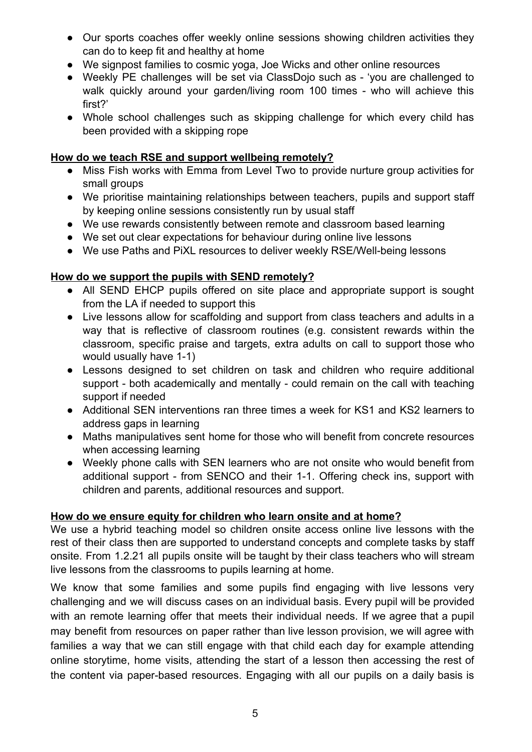- Our sports coaches offer weekly online sessions showing children activities they can do to keep fit and healthy at home
- We signpost families to cosmic yoga, Joe Wicks and other online resources
- Weekly PE challenges will be set via ClassDojo such as - 'you are challenged to walk quickly around your garden/living room 100 times - who will achieve this first?'
- Whole school challenges such as skipping challenge for which every child has been provided with a skipping rope

**<u>How do we teach RSE and support wellbeing remotely?</u>**

- Miss Fish works with Emma from Level Two to provide nurture group activities for small groups
- We prioritise maintaining relationships between teachers, pupils and support staff by keeping online sessions consistently run by usual staff
- We use rewards consistently between remote and classroom based learning
- We set out clear expectations for behaviour during online live lessons
- We use Paths and PiXL resources to deliver weekly RSE/Well-being lessons

**<u>How do we support the pupils with SEND remotely?</u>**

- All SEND EHCP pupils offered on site place and appropriate support is sought from the LA if needed to support this
- Live lessons allow for scaffolding and support from class teachers and adults in a way that is reflective of classroom routines (e.g. consistent rewards within the classroom, specific praise and targets, extra adults on call to support those who would usually have 1-1)
- Lessons designed to set children on task and children who require additional support - both academically and mentally - could remain on the call with teaching support if needed
- Additional SEN interventions ran three times a week for KS1 and KS2 learners to address gaps in learning
- Maths manipulatives sent home for those who will benefit from concrete resources when accessing learning
- Weekly phone calls with SEN learners who are not onsite who would benefit from additional support - from SENCO and their 1-1. Offering check ins, support with children and parents, additional resources and support.

**<u>How do we ensure equity for children who learn onsite and at home?</u>**

We use a hybrid teaching model so children onsite access online live lessons with the rest of their class then are supported to understand concepts and complete tasks by staff onsite. From 1.2.21 all pupils onsite will be taught by their class teachers who will stream live lessons from the classrooms to pupils learning at home.

We know that some families and some pupils find engaging with live lessons very challenging and we will discuss cases on an individual basis. Every pupil will be provided with an remote learning offer that meets their individual needs. If we agree that a pupil may benefit from resources on paper rather than live lesson provision, we will agree with families a way that we can still engage with that child each day for example attending online storytime, home visits, attending the start of a lesson then accessing the rest of the content via paper-based resources. Engaging with all our pupils on a daily basis is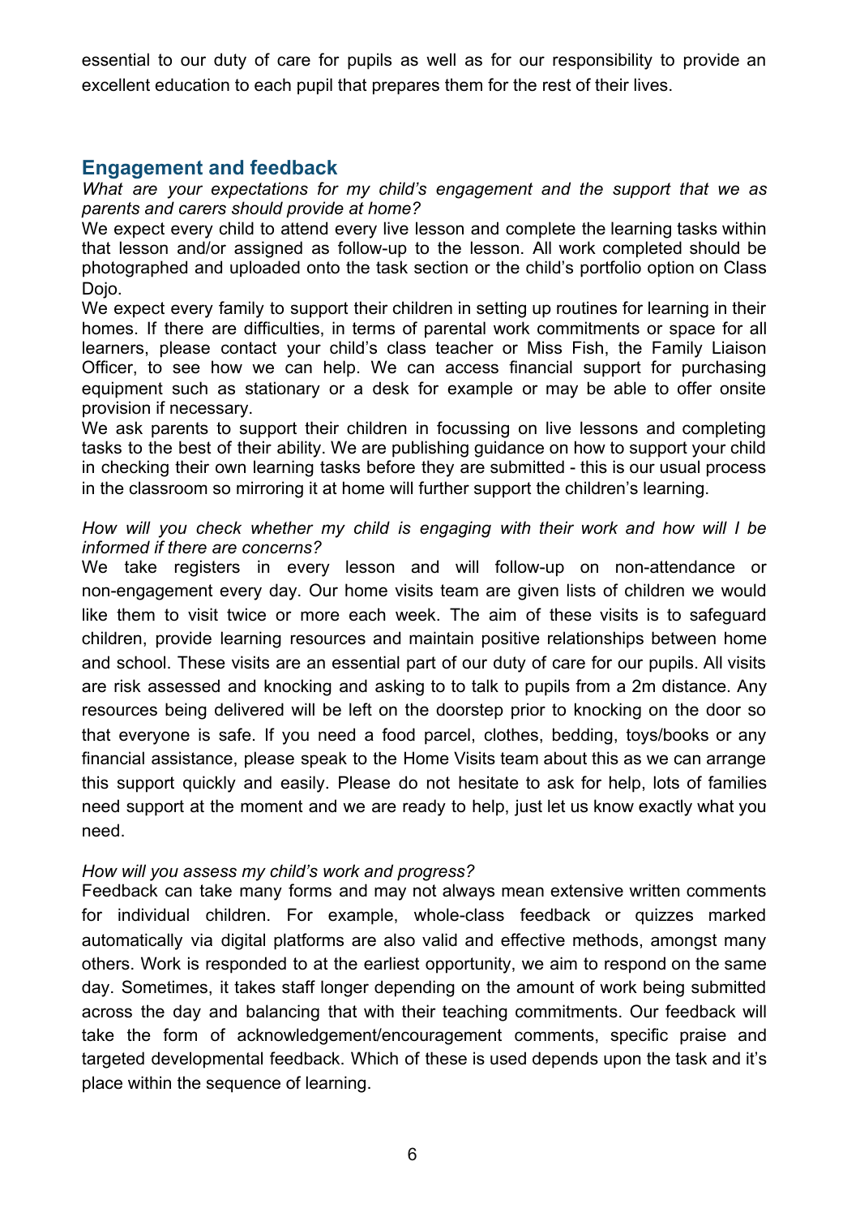essential to our duty of care for pupils as well as for our responsibility to provide an excellent education to each pupil that prepares them for the rest of their lives.

## Engagement and feedback

*What are your expectations for my child's engagement and the support that we as parents and carers should provide at home?*

We expect every child to attend every live lesson and complete the learning tasks within that lesson and/or assigned as follow-up to the lesson. All work completed should be photographed and uploaded onto the task section or the child's portfolio option on Class Dojo.

We expect every family to support their children in setting up routines for learning in their homes. If there are difficulties, in terms of parental work commitments or space for all learners, please contact your child's class teacher or Miss Fish, the Family Liaison Officer, to see how we can help. We can access financial support for purchasing equipment such as stationary or a desk for example or may be able to offer onsite provision if necessary.

We ask parents to support their children in focussing on live lessons and completing tasks to the best of their ability. We are publishing guidance on how to support your child in checking their own learning tasks before they are submitted - this is our usual process in the classroom so mirroring it at home will further support the children's learning.

*How will you check whether my child is engaging with their work and how will I be informed if there are concerns?*

We take registers in every lesson and will follow-up on non-attendance or non-engagement every day. Our home visits team are given lists of children we would like them to visit twice or more each week. The aim of these visits is to safeguard children, provide learning resources and maintain positive relationships between home and school. These visits are an essential part of our duty of care for our pupils. All visits are risk assessed and knocking and asking to to talk to pupils from a 2m distance. Any resources being delivered will be left on the doorstep prior to knocking on the door so that everyone is safe. If you need a food parcel, clothes, bedding, toys/books or any financial assistance, please speak to the Home Visits team about this as we can arrange this support quickly and easily. Please do not hesitate to ask for help, lots of families need support at the moment and we are ready to help, just let us know exactly what you need.

*How will you assess my child's work and progress?*

Feedback can take many forms and may not always mean extensive written comments for individual children. For example, whole-class feedback or quizzes marked automatically via digital platforms are also valid and effective methods, amongst many others. Work is responded to at the earliest opportunity, we aim to respond on the same day. Sometimes, it takes staff longer depending on the amount of work being submitted across the day and balancing that with their teaching commitments. Our feedback will take the form of acknowledgement/encouragement comments, specific praise and targeted developmental feedback. Which of these is used depends upon the task and it's place within the sequence of learning.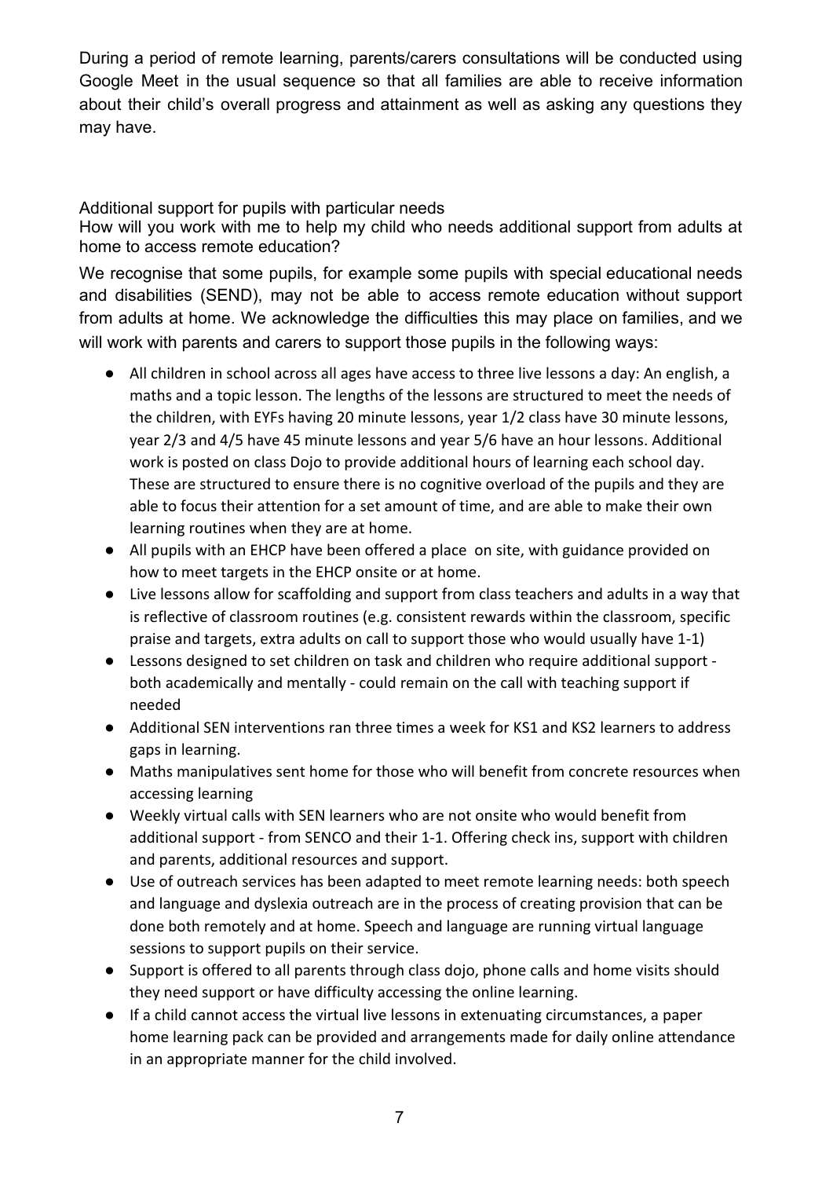During a period of remote learning, parents/carers consultations will be conducted using Google Meet in the usual sequence so that all families are able to receive information about their child's overall progress and attainment as well as asking any questions they may have.

## Additional support for pupils with particular needs

### How will you work with me to help my child who needs additional support from adults at home to access remote education?

We recognise that some pupils, for example some pupils with special educational needs and disabilities (SEND), may not be able to access remote education without support from adults at home. We acknowledge the difficulties this may place on families, and we will work with parents and carers to support those pupils in the following ways:

- All children in school across all ages have access to three live lessons a day: An english, a maths and a topic lesson. The lengths of the lessons are structured to meet the needs of the children, with EYFs having 20 minute lessons, year 1/2 class have 30 minute lessons, year 2/3 and 4/5 have 45 minute lessons and year 5/6 have an hour lessons. Additional work is posted on class Dojo to provide additional hours of learning each school day. These are structured to ensure there is no cognitive overload of the pupils and they are able to focus their attention for a set amount of time, and are able to make their own learning routines when they are at home.
- All pupils with an EHCP have been offered a place on site, with guidance provided on how to meet targets in the EHCP onsite or at home.
- Live lessons allow for scaffolding and support from class teachers and adults in a way that is reflective of classroom routines (e.g. consistent rewards within the classroom, specific praise and targets, extra adults on call to support those who would usually have 1-1)
- Lessons designed to set children on task and children who require additional support - both academically and mentally - could remain on the call with teaching support if needed
- Additional SEN interventions ran three times a week for KS1 and KS2 learners to address gaps in learning.
- Maths manipulatives sent home for those who will benefit from concrete resources when accessing learning
- Weekly virtual calls with SEN learners who are not onsite who would benefit from additional support - from SENCO and their 1-1. Offering check ins, support with children and parents, additional resources and support.
- Use of outreach services has been adapted to meet remote learning needs: both speech and language and dyslexia outreach are in the process of creating provision that can be done both remotely and at home. Speech and language are running virtual language sessions to support pupils on their service.
- Support is offered to all parents through class dojo, phone calls and home visits should they need support or have difficulty accessing the online learning.
- If a child cannot access the virtual live lessons in extenuating circumstances, a paper home learning pack can be provided and arrangements made for daily online attendance in an appropriate manner for the child involved.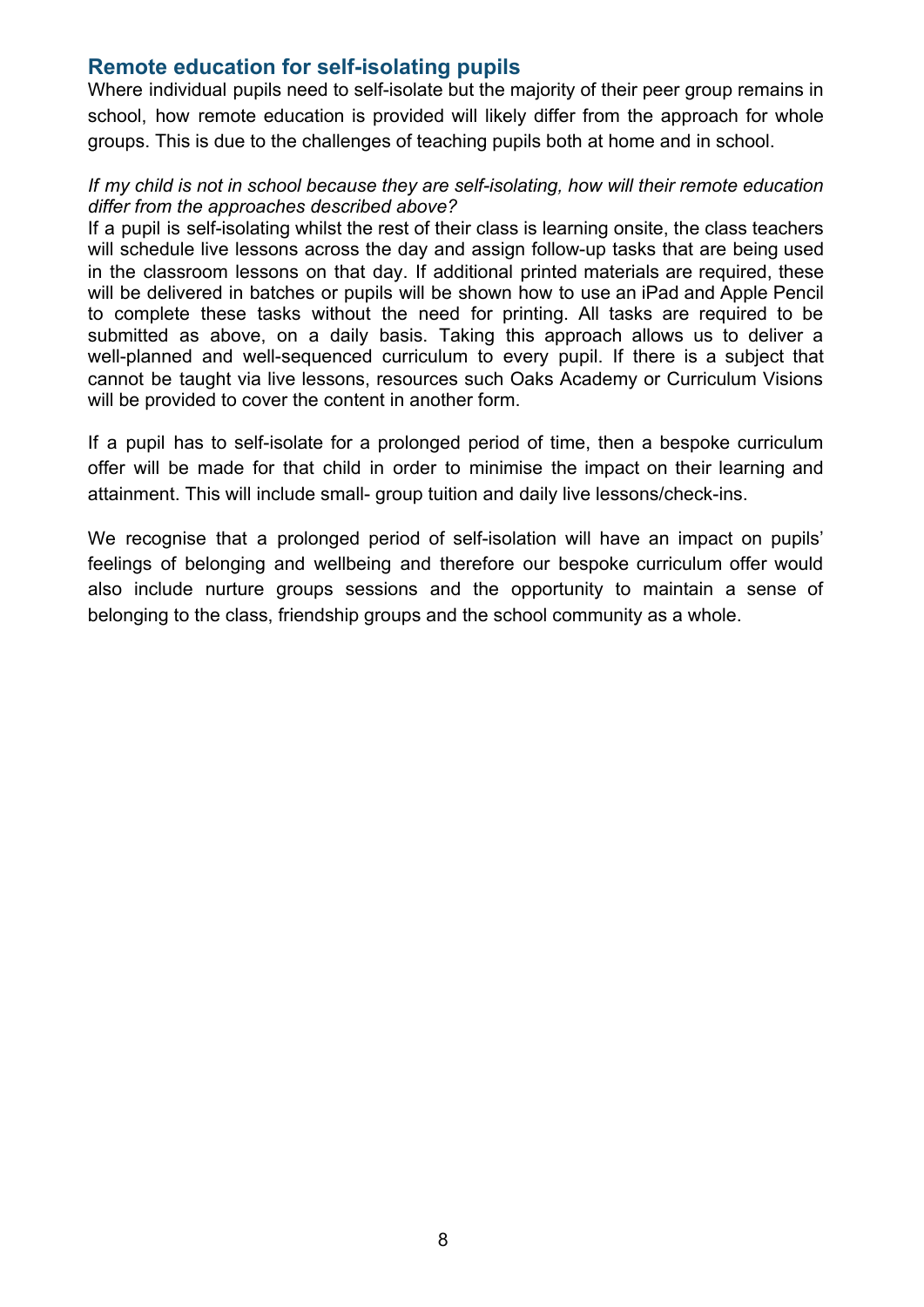## Remote education for self-isolating pupils

Where individual pupils need to self-isolate but the majority of their peer group remains in school, how remote education is provided will likely differ from the approach for whole groups. This is due to the challenges of teaching pupils both at home and in school.

*If my child is not in school because they are self-isolating, how will their remote education differ from the approaches described above?*

If a pupil is self-isolating whilst the rest of their class is learning onsite, the class teachers will schedule live lessons across the day and assign follow-up tasks that are being used in the classroom lessons on that day. If additional printed materials are required, these will be delivered in batches or pupils will be shown how to use an iPad and Apple Pencil to complete these tasks without the need for printing. All tasks are required to be submitted as above, on a daily basis. Taking this approach allows us to deliver a well-planned and well-sequenced curriculum to every pupil. If there is a subject that cannot be taught via live lessons, resources such Oaks Academy or Curriculum Visions will be provided to cover the content in another form.

If a pupil has to self-isolate for a prolonged period of time, then a bespoke curriculum offer will be made for that child in order to minimise the impact on their learning and attainment. This will include small- group tuition and daily live lessons/check-ins.

We recognise that a prolonged period of self-isolation will have an impact on pupils' feelings of belonging and wellbeing and therefore our bespoke curriculum offer would also include nurture groups sessions and the opportunity to maintain a sense of belonging to the class, friendship groups and the school community as a whole.